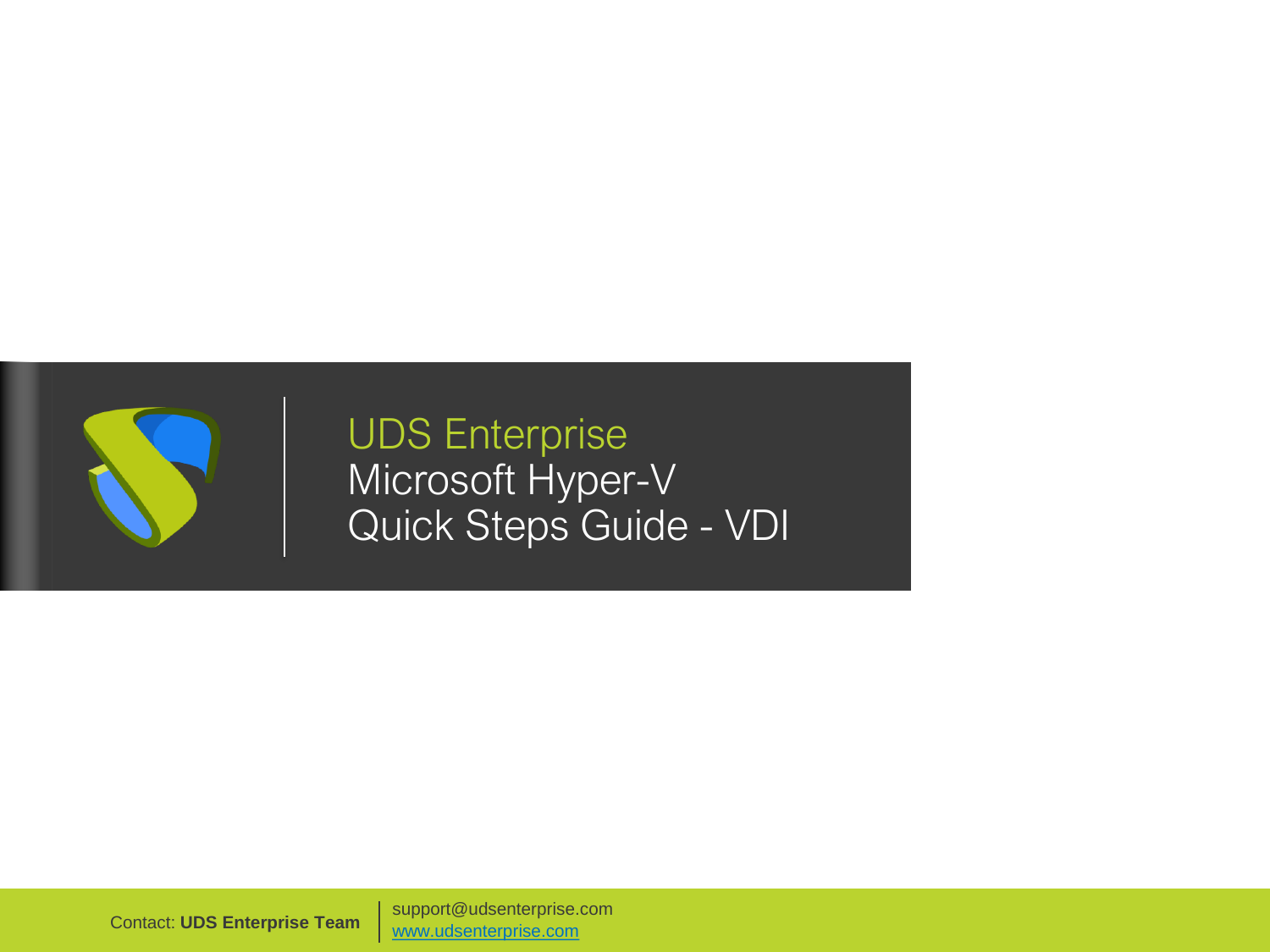# UDS Enterprise
# Microsoft Hyper-V
# Quick Steps Guide - VDI

Contact: **UDS Enterprise Team** | support@udsenterprise.com
www.udsenterprise.com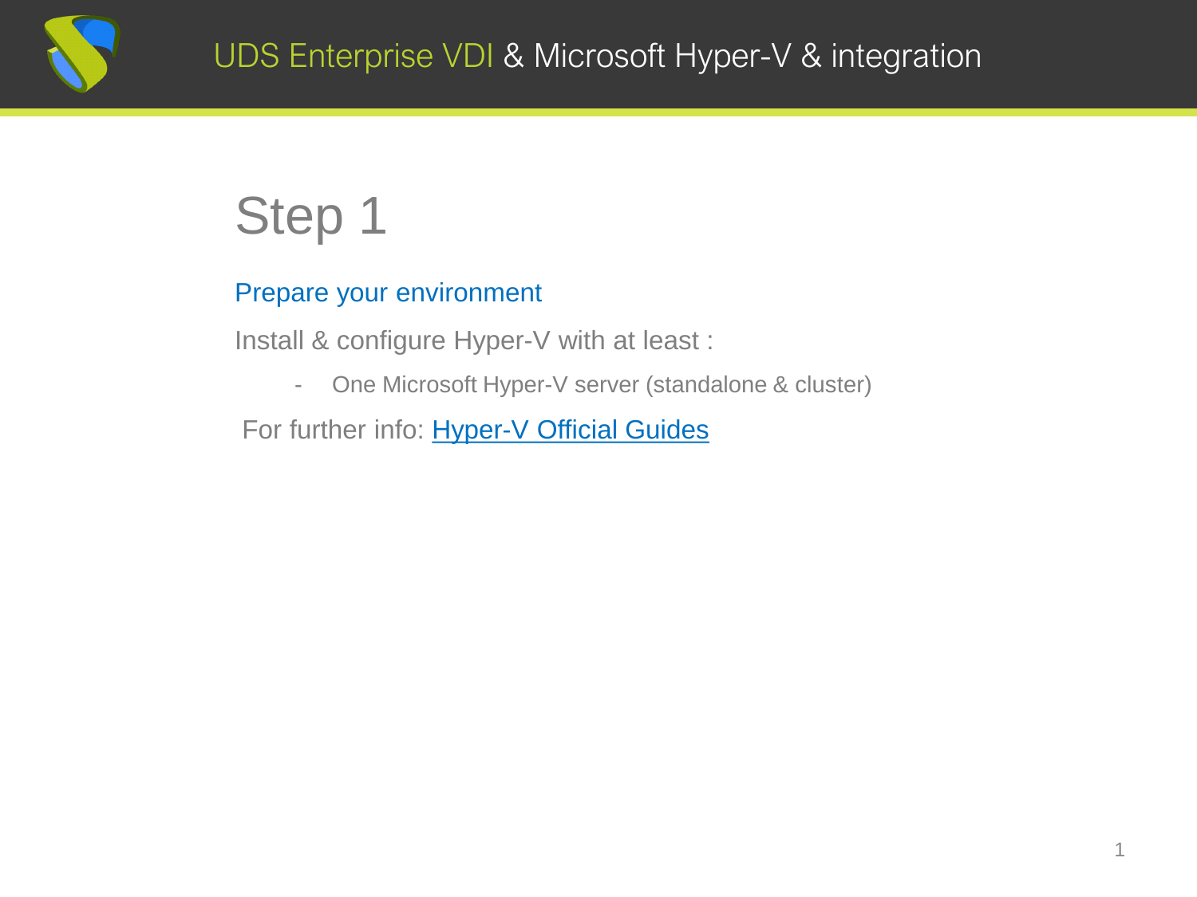# Step 1

## Prepare your environment

Install & configure Hyper-V with at least :

- One Microsoft Hyper-V server (standalone & cluster)

For further info: Hyper-V Official Guides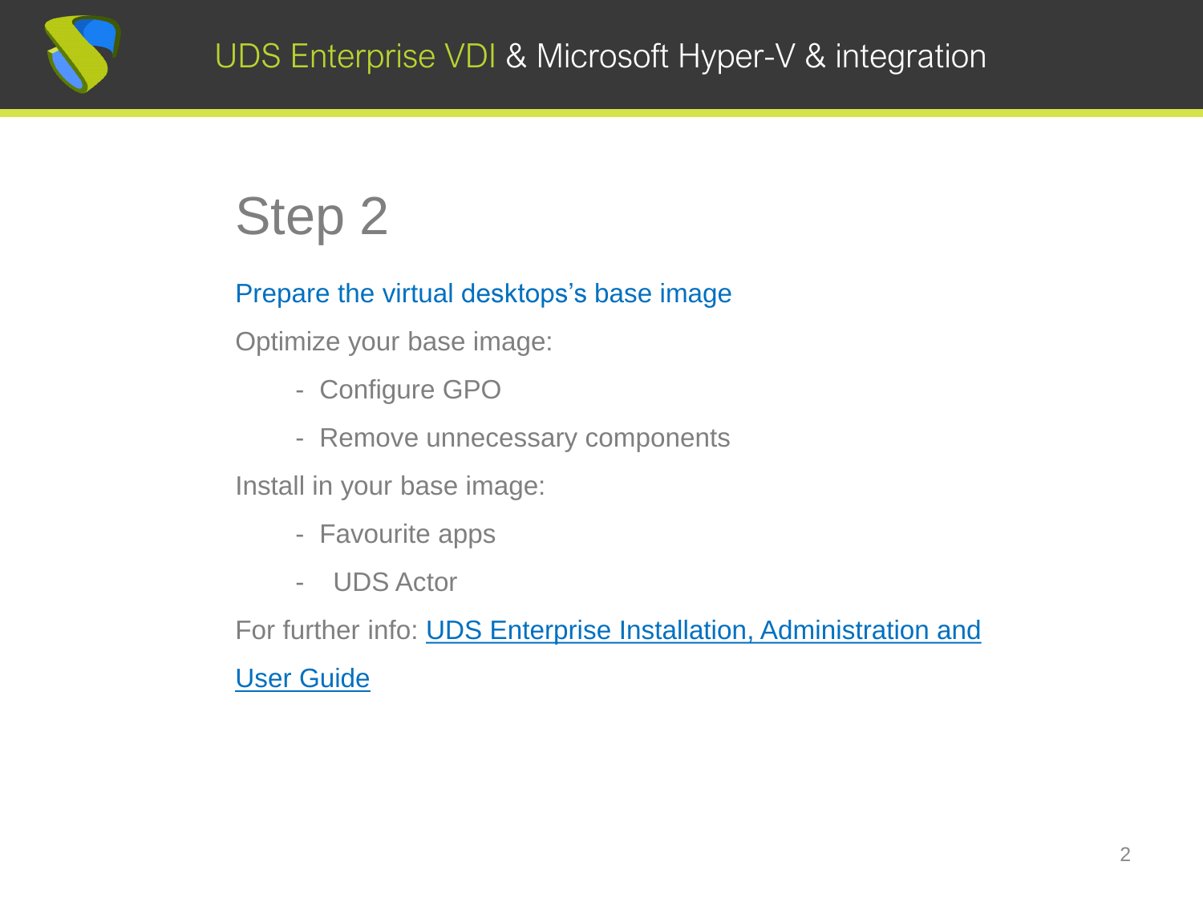# Step 2

## Prepare the virtual desktops's base image

Optimize your base image:

- Configure GPO
- Remove unnecessary components

Install in your base image:

- Favourite apps
- UDS Actor

For further info: UDS Enterprise Installation, Administration and User Guide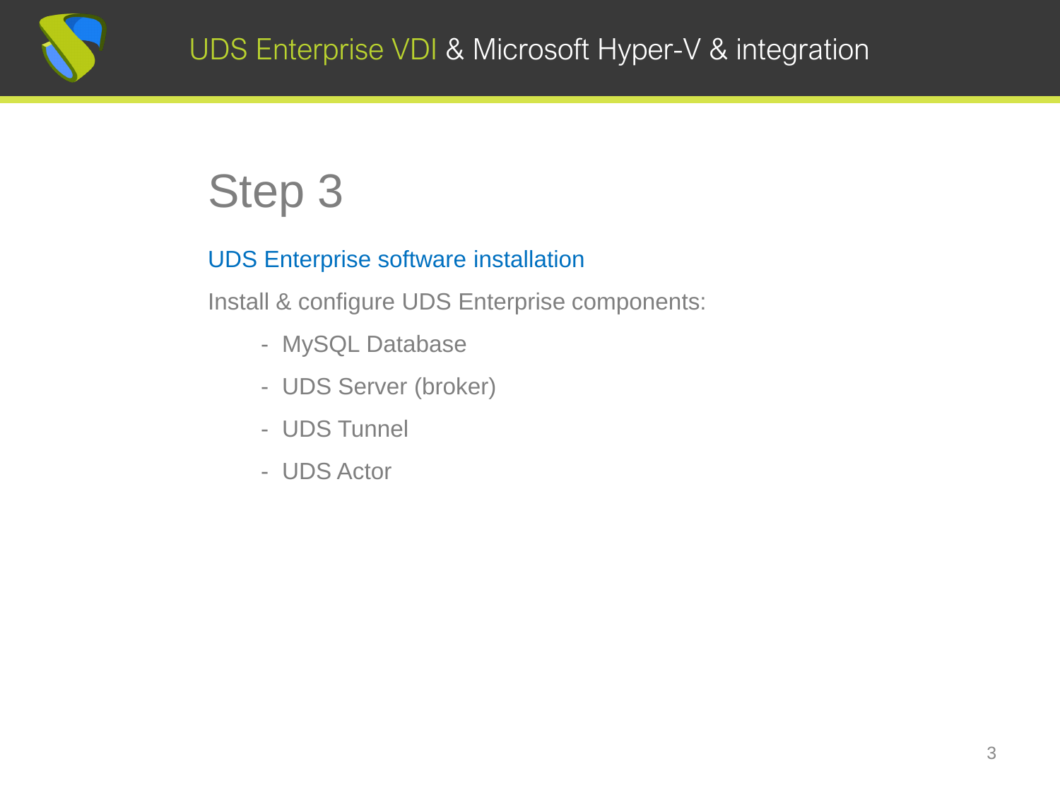# Step 3

## UDS Enterprise software installation

Install & configure UDS Enterprise components:

- MySQL Database
- UDS Server (broker)
- UDS Tunnel
- UDS Actor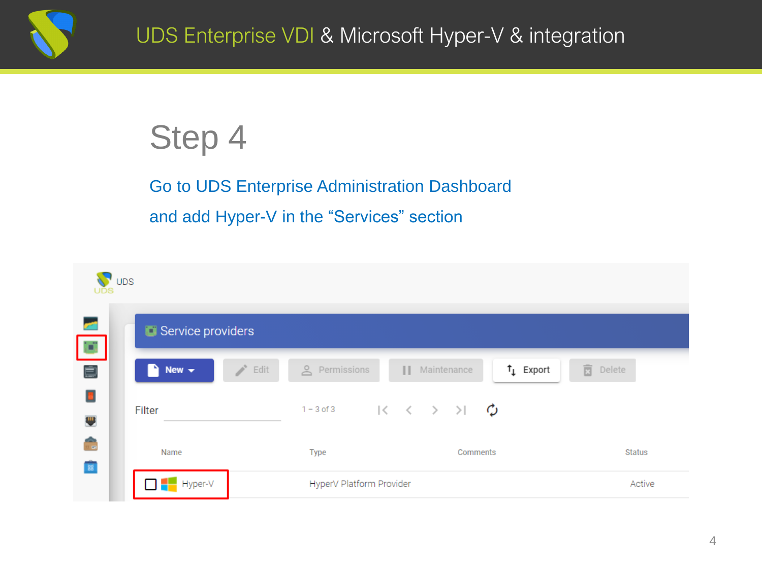# UDS Enterprise VDI & Microsoft Hyper-V & integration

## Step 4

Go to UDS Enterprise Administration Dashboard

and add Hyper-V in the "Services" section

UDS

Service providers

New | Edit | Permissions | Maintenance | Export | Delete

Filter | 1 – 3 of 3

| Name | Type | Comments | Status |
| --- | --- | --- | --- |
| Hyper-V | HyperV Platform Provider | | Active |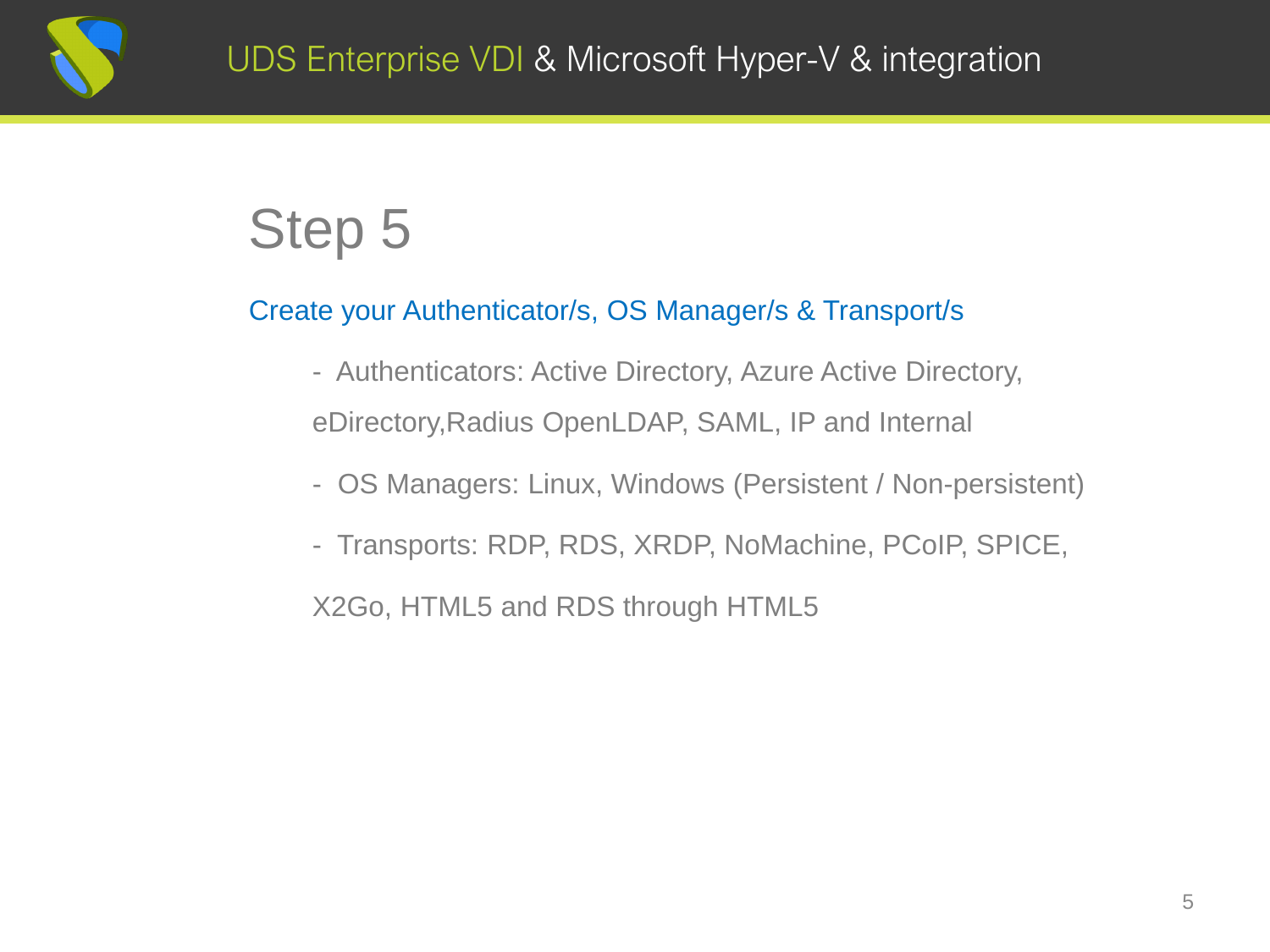# Step 5

Create your Authenticator/s, OS Manager/s & Transport/s

- Authenticators: Active Directory, Azure Active Directory, eDirectory,Radius OpenLDAP, SAML, IP and Internal
- OS Managers: Linux, Windows (Persistent / Non-persistent)
- Transports: RDP, RDS, XRDP, NoMachine, PCoIP, SPICE, X2Go, HTML5 and RDS through HTML5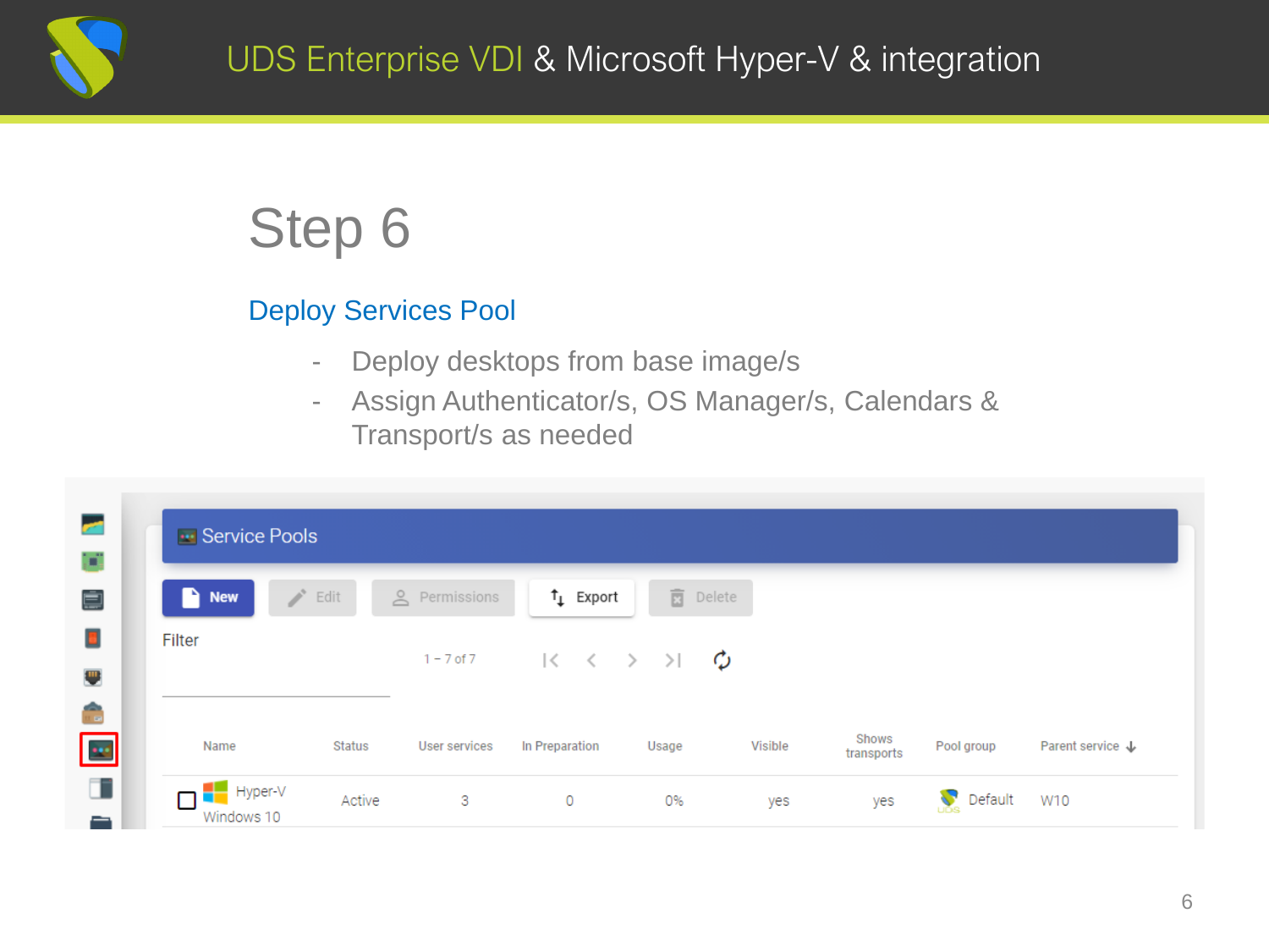# Step 6

## Deploy Services Pool

- Deploy desktops from base image/s
- Assign Authenticator/s, OS Manager/s, Calendars & Transport/s as needed

Service Pools

New | Edit | Permissions | Export | Delete

Filter

1 – 7 of 7

| | Name | Status | User services | In Preparation | Usage | Visible | Shows transports | Pool group | Parent service |
|---|---|---|---|---|---|---|---|---|---|
| ☐ | Hyper-V Windows 10 | Active | 3 | 0 | 0% | yes | yes | Default | W10 |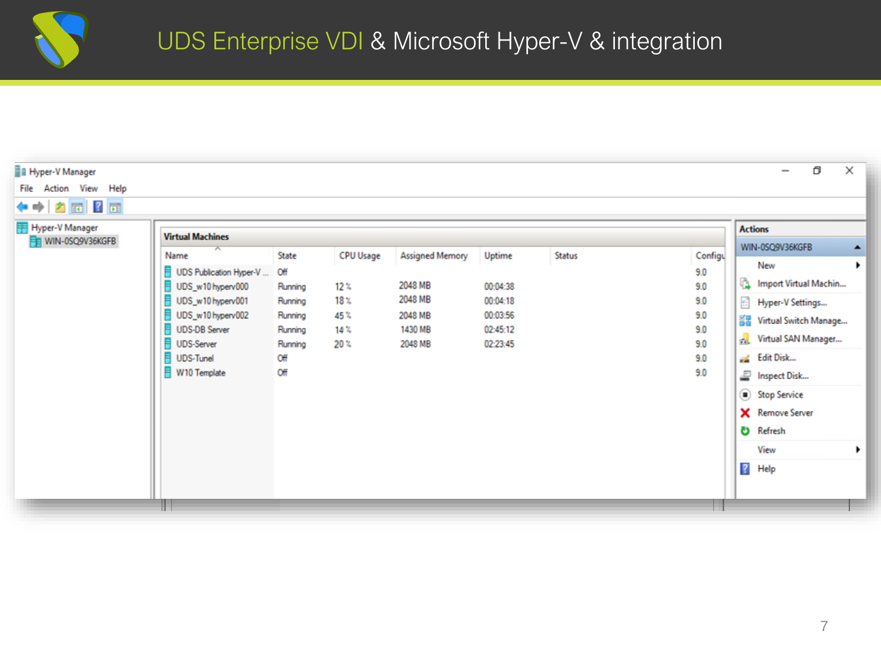# UDS Enterprise VDI & Microsoft Hyper-V & integration

Hyper-V Manager

File Action View Help

Hyper-V Manager
WIN-0SQ9V36KGFB

**Virtual Machines**

| Name | State | CPU Usage | Assigned Memory | Uptime | Status | Configu |
|---|---|---|---|---|---|---|
| UDS Publication Hyper-V ... | Off | | | | | 9.0 |
| UDS_w10 hyperv000 | Running | 12 % | 2048 MB | 00:04:38 | | 9.0 |
| UDS_w10 hyperv001 | Running | 18 % | 2048 MB | 00:04:18 | | 9.0 |
| UDS_w10 hyperv002 | Running | 45 % | 2048 MB | 00:03:56 | | 9.0 |
| UDS-DB Server | Running | 14 % | 1430 MB | 02:45:12 | | 9.0 |
| UDS-Server | Running | 20 % | 2048 MB | 02:23:45 | | 9.0 |
| UDS-Tunel | Off | | | | | 9.0 |
| W10 Template | Off | | | | | 9.0 |

**Actions**

WIN-0SQ9V36KGFB

- New
- Import Virtual Machin...
- Hyper-V Settings...
- Virtual Switch Manage...
- Virtual SAN Manager...
- Edit Disk...
- Inspect Disk...
- Stop Service
- Remove Server
- Refresh
- View
- Help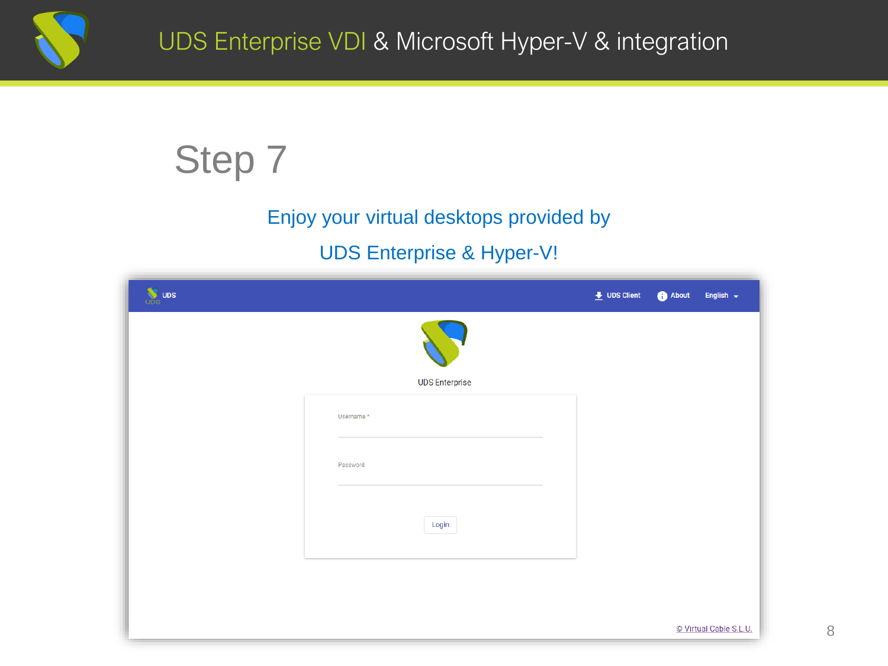# Step 7

Enjoy your virtual desktops provided by

UDS Enterprise & Hyper-V!

UDS | UDS Client | About | English

UDS Enterprise

Username *

Password

Login

© Virtual Cable S.L.U.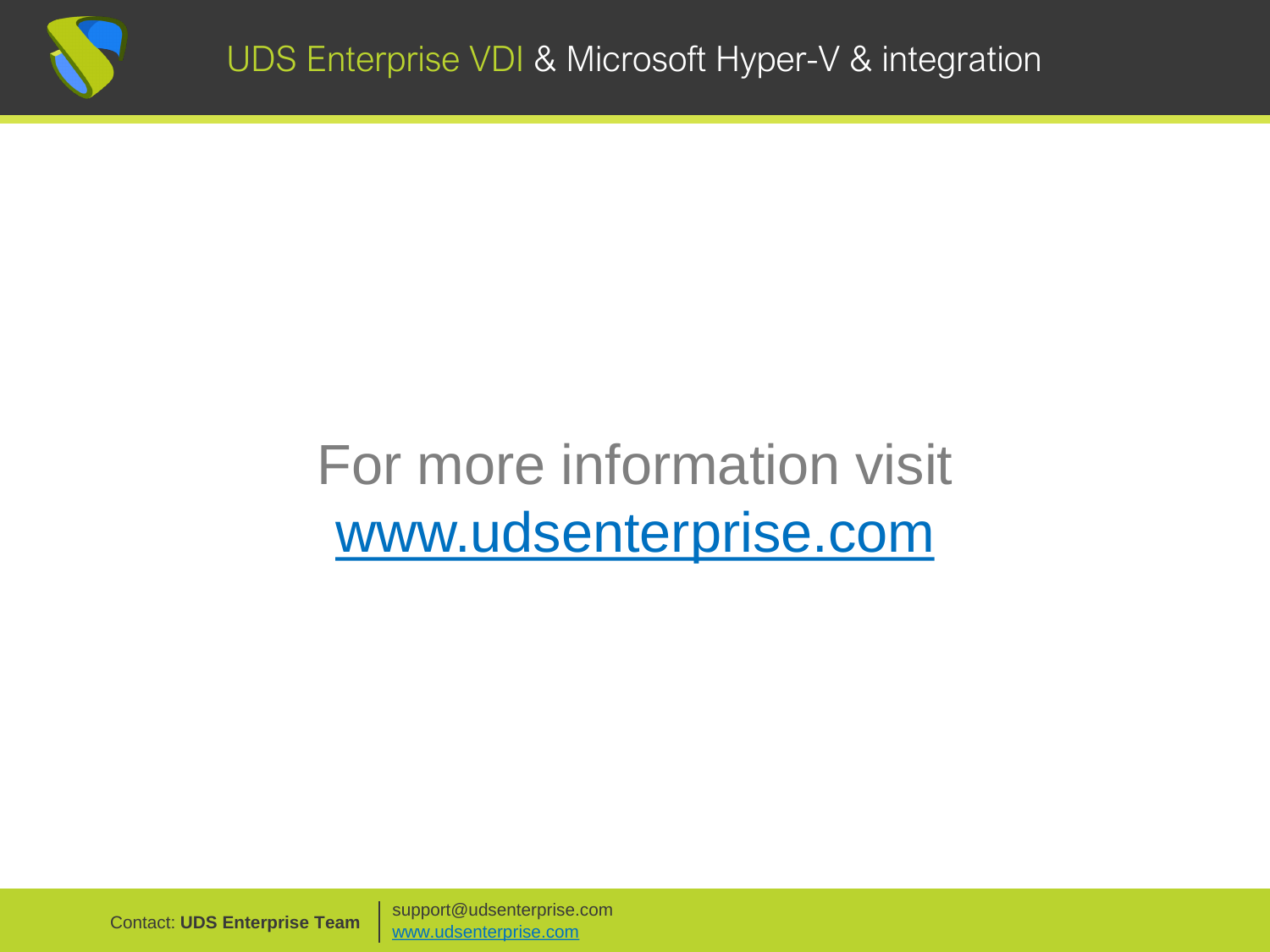For more information visit

www.udsenterprise.com

Contact: **UDS Enterprise Team** | support@udsenterprise.com
www.udsenterprise.com